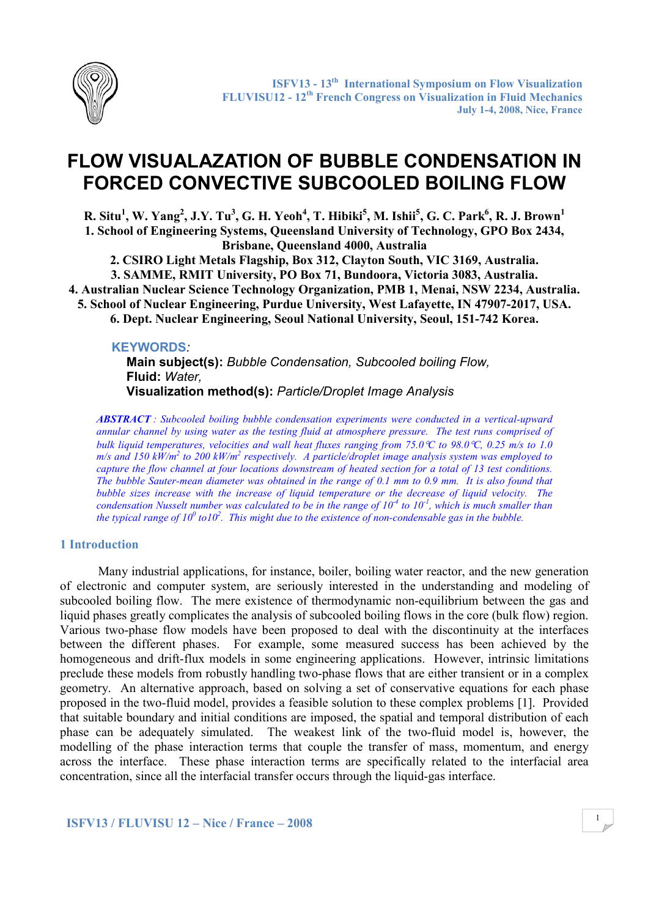# FLOW VISUALAZATION OF BUBBLE CONDENSATION IN FORCED CONVECTIVE SUBCOOLED BOILING FLOW

**R. Situ[1], W. Yang[2], J.Y. Tu[3], G. H. Yeoh[4], T. Hibiki[5], M. Ishii[5], G. C. Park[6], R. J. Brown[1]**

**1. School of Engineering Systems, Queensland University of Technology, GPO Box 2434, Brisbane, Queensland 4000, Australia**

**2. CSIRO Light Metals Flagship, Box 312, Clayton South, VIC 3169, Australia.**

**3. SAMME, RMIT University, PO Box 71, Bundoora, Victoria 3083, Australia.**

**4. Australian Nuclear Science Technology Organization, PMB 1, Menai, NSW 2234, Australia.**

**5. School of Nuclear Engineering, Purdue University, West Lafayette, IN 47907-2017, USA.**

**6. Dept. Nuclear Engineering, Seoul National University, Seoul, 151-742 Korea.**

**KEYWORDS**:

**Main subject(s):** *Bubble Condensation, Subcooled boiling Flow,*
**Fluid:** *Water,*
**Visualization method(s):** *Particle/Droplet Image Analysis*

***ABSTRACT*** *: Subcooled boiling bubble condensation experiments were conducted in a vertical-upward annular channel by using water as the testing fluid at atmosphere pressure. The test runs comprised of bulk liquid temperatures, velocities and wall heat fluxes ranging from 75.0°C to 98.0°C, 0.25 m/s to 1.0 m/s and 150 kW/m$^2$ to 200 kW/m$^2$ respectively. A particle/droplet image analysis system was employed to capture the flow channel at four locations downstream of heated section for a total of 13 test conditions. The bubble Sauter-mean diameter was obtained in the range of 0.1 mm to 0.9 mm. It is also found that bubble sizes increase with the increase of liquid temperature or the decrease of liquid velocity. The condensation Nusselt number was calculated to be in the range of 10$^{-4}$ to 10$^{-1}$, which is much smaller than the typical range of 10$^0$ to10$^2$. This might due to the existence of non-condensable gas in the bubble.*

## 1 Introduction

Many industrial applications, for instance, boiler, boiling water reactor, and the new generation of electronic and computer system, are seriously interested in the understanding and modeling of subcooled boiling flow. The mere existence of thermodynamic non-equilibrium between the gas and liquid phases greatly complicates the analysis of subcooled boiling flows in the core (bulk flow) region. Various two-phase flow models have been proposed to deal with the discontinuity at the interfaces between the different phases. For example, some measured success has been achieved by the homogeneous and drift-flux models in some engineering applications. However, intrinsic limitations preclude these models from robustly handling two-phase flows that are either transient or in a complex geometry. An alternative approach, based on solving a set of conservative equations for each phase proposed in the two-fluid model, provides a feasible solution to these complex problems [1]. Provided that suitable boundary and initial conditions are imposed, the spatial and temporal distribution of each phase can be adequately simulated. The weakest link of the two-fluid model is, however, the modelling of the phase interaction terms that couple the transfer of mass, momentum, and energy across the interface. These phase interaction terms are specifically related to the interfacial area concentration, since all the interfacial transfer occurs through the liquid-gas interface.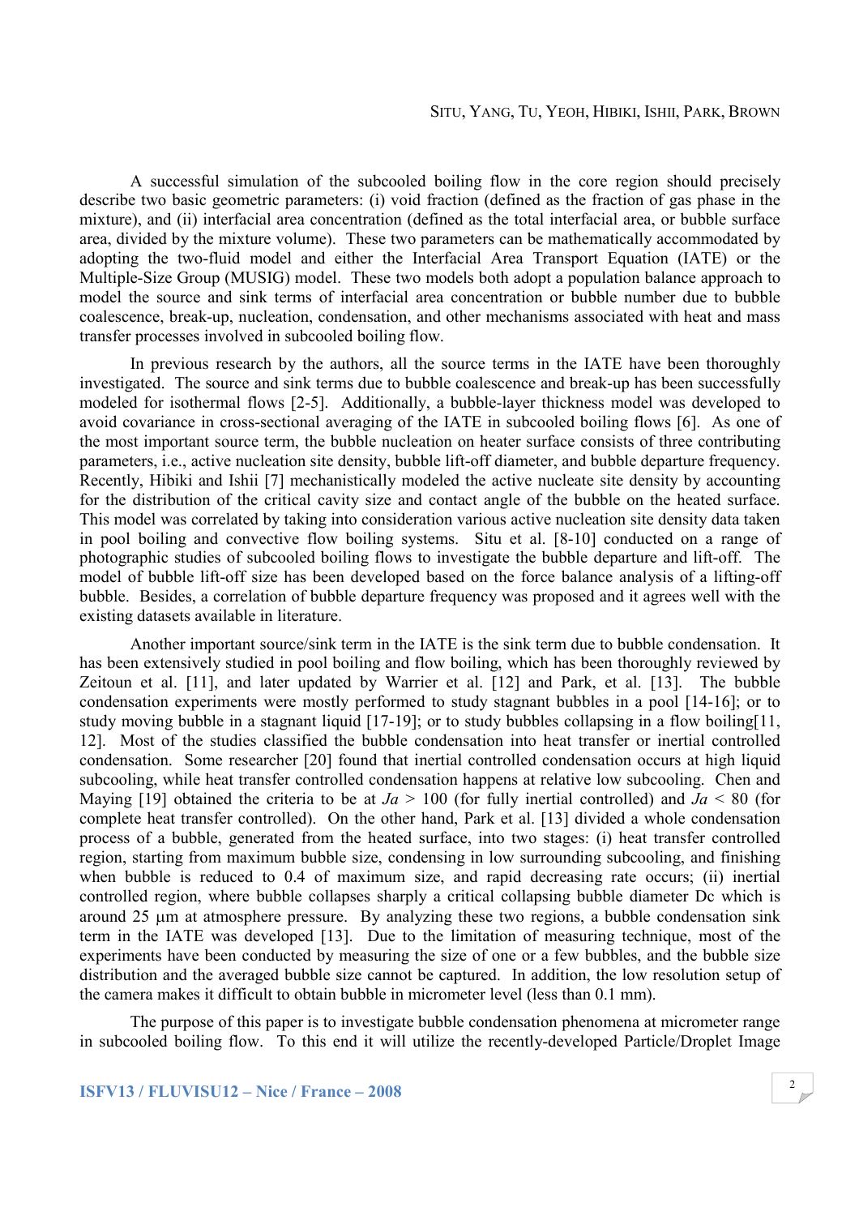A successful simulation of the subcooled boiling flow in the core region should precisely describe two basic geometric parameters: (i) void fraction (defined as the fraction of gas phase in the mixture), and (ii) interfacial area concentration (defined as the total interfacial area, or bubble surface area, divided by the mixture volume). These two parameters can be mathematically accommodated by adopting the two-fluid model and either the Interfacial Area Transport Equation (IATE) or the Multiple-Size Group (MUSIG) model. These two models both adopt a population balance approach to model the source and sink terms of interfacial area concentration or bubble number due to bubble coalescence, break-up, nucleation, condensation, and other mechanisms associated with heat and mass transfer processes involved in subcooled boiling flow.

In previous research by the authors, all the source terms in the IATE have been thoroughly investigated. The source and sink terms due to bubble coalescence and break-up has been successfully modeled for isothermal flows [2-5]. Additionally, a bubble-layer thickness model was developed to avoid covariance in cross-sectional averaging of the IATE in subcooled boiling flows [6]. As one of the most important source term, the bubble nucleation on heater surface consists of three contributing parameters, i.e., active nucleation site density, bubble lift-off diameter, and bubble departure frequency. Recently, Hibiki and Ishii [7] mechanistically modeled the active nucleate site density by accounting for the distribution of the critical cavity size and contact angle of the bubble on the heated surface. This model was correlated by taking into consideration various active nucleation site density data taken in pool boiling and convective flow boiling systems. Situ et al. [8-10] conducted on a range of photographic studies of subcooled boiling flows to investigate the bubble departure and lift-off. The model of bubble lift-off size has been developed based on the force balance analysis of a lifting-off bubble. Besides, a correlation of bubble departure frequency was proposed and it agrees well with the existing datasets available in literature.

Another important source/sink term in the IATE is the sink term due to bubble condensation. It has been extensively studied in pool boiling and flow boiling, which has been thoroughly reviewed by Zeitoun et al. [11], and later updated by Warrier et al. [12] and Park, et al. [13]. The bubble condensation experiments were mostly performed to study stagnant bubbles in a pool [14-16]; or to study moving bubble in a stagnant liquid [17-19]; or to study bubbles collapsing in a flow boiling[11, 12]. Most of the studies classified the bubble condensation into heat transfer or inertial controlled condensation. Some researcher [20] found that inertial controlled condensation occurs at high liquid subcooling, while heat transfer controlled condensation happens at relative low subcooling. Chen and Maying [19] obtained the criteria to be at $Ja > 100$ (for fully inertial controlled) and $Ja < 80$ (for complete heat transfer controlled). On the other hand, Park et al. [13] divided a whole condensation process of a bubble, generated from the heated surface, into two stages: (i) heat transfer controlled region, starting from maximum bubble size, condensing in low surrounding subcooling, and finishing when bubble is reduced to 0.4 of maximum size, and rapid decreasing rate occurs; (ii) inertial controlled region, where bubble collapses sharply a critical collapsing bubble diameter Dc which is around 25 μm at atmosphere pressure. By analyzing these two regions, a bubble condensation sink term in the IATE was developed [13]. Due to the limitation of measuring technique, most of the experiments have been conducted by measuring the size of one or a few bubbles, and the bubble size distribution and the averaged bubble size cannot be captured. In addition, the low resolution setup of the camera makes it difficult to obtain bubble in micrometer level (less than 0.1 mm).

The purpose of this paper is to investigate bubble condensation phenomena at micrometer range in subcooled boiling flow. To this end it will utilize the recently-developed Particle/Droplet Image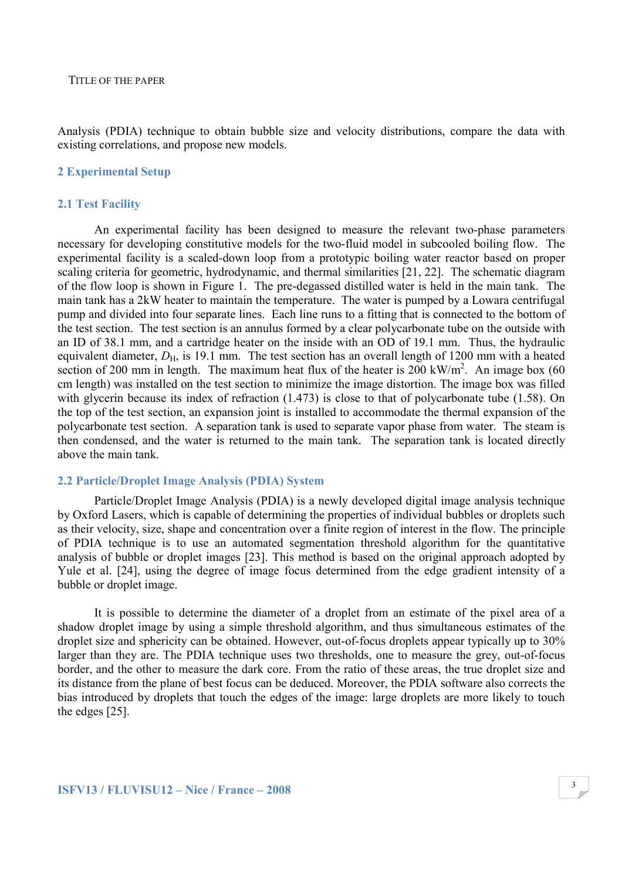Analysis (PDIA) technique to obtain bubble size and velocity distributions, compare the data with existing correlations, and propose new models.

## 2 Experimental Setup

### 2.1 Test Facility

An experimental facility has been designed to measure the relevant two-phase parameters necessary for developing constitutive models for the two-fluid model in subcooled boiling flow. The experimental facility is a scaled-down loop from a prototypic boiling water reactor based on proper scaling criteria for geometric, hydrodynamic, and thermal similarities [21, 22]. The schematic diagram of the flow loop is shown in Figure 1. The pre-degassed distilled water is held in the main tank. The main tank has a 2kW heater to maintain the temperature. The water is pumped by a Lowara centrifugal pump and divided into four separate lines. Each line runs to a fitting that is connected to the bottom of the test section. The test section is an annulus formed by a clear polycarbonate tube on the outside with an ID of 38.1 mm, and a cartridge heater on the inside with an OD of 19.1 mm. Thus, the hydraulic equivalent diameter, $D_H$, is 19.1 mm. The test section has an overall length of 1200 mm with a heated section of 200 mm in length. The maximum heat flux of the heater is 200 kW/m$^2$. An image box (60 cm length) was installed on the test section to minimize the image distortion. The image box was filled with glycerin because its index of refraction (1.473) is close to that of polycarbonate tube (1.58). On the top of the test section, an expansion joint is installed to accommodate the thermal expansion of the polycarbonate test section. A separation tank is used to separate vapor phase from water. The steam is then condensed, and the water is returned to the main tank. The separation tank is located directly above the main tank.

### 2.2 Particle/Droplet Image Analysis (PDIA) System

Particle/Droplet Image Analysis (PDIA) is a newly developed digital image analysis technique by Oxford Lasers, which is capable of determining the properties of individual bubbles or droplets such as their velocity, size, shape and concentration over a finite region of interest in the flow. The principle of PDIA technique is to use an automated segmentation threshold algorithm for the quantitative analysis of bubble or droplet images [23]. This method is based on the original approach adopted by Yule et al. [24], using the degree of image focus determined from the edge gradient intensity of a bubble or droplet image.

It is possible to determine the diameter of a droplet from an estimate of the pixel area of a shadow droplet image by using a simple threshold algorithm, and thus simultaneous estimates of the droplet size and sphericity can be obtained. However, out-of-focus droplets appear typically up to 30% larger than they are. The PDIA technique uses two thresholds, one to measure the grey, out-of-focus border, and the other to measure the dark core. From the ratio of these areas, the true droplet size and its distance from the plane of best focus can be deduced. Moreover, the PDIA software also corrects the bias introduced by droplets that touch the edges of the image: large droplets are more likely to touch the edges [25].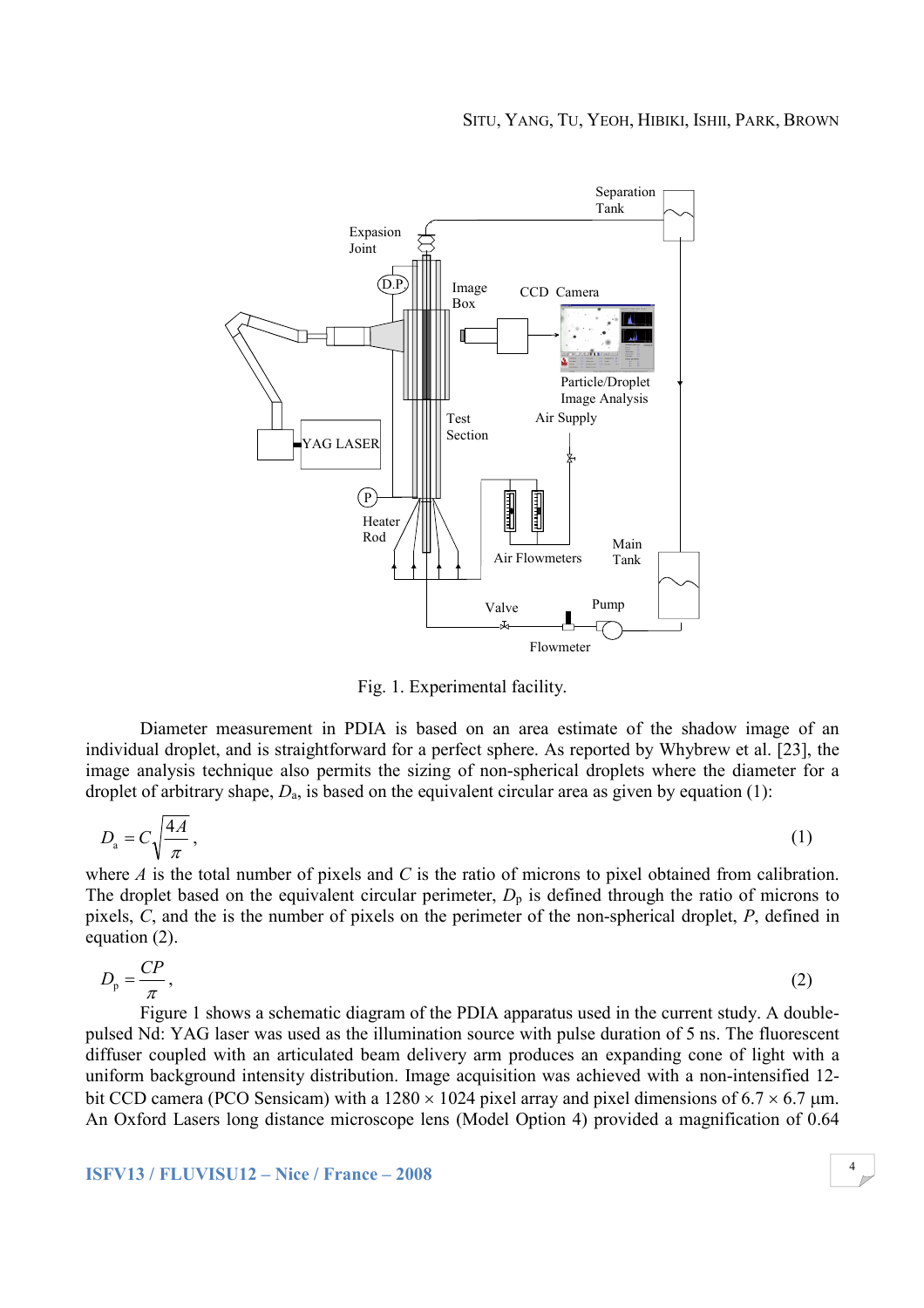Expasion
Joint

Separation
Tank

D.P.

Image
Box

CCD Camera

YAG LASER

Particle/Droplet
Image Analysis

Test
Section

Air Supply

P

Heater
Rod

Air Flowmeters

Main
Tank

Valve

Pump

Flowmeter

Fig. 1. Experimental facility.

Diameter measurement in PDIA is based on an area estimate of the shadow image of an individual droplet, and is straightforward for a perfect sphere. As reported by Whybrew et al. [23], the image analysis technique also permits the sizing of non-spherical droplets where the diameter for a droplet of arbitrary shape, $D_a$, is based on the equivalent circular area as given by equation (1):

$$D_a = C\sqrt{\frac{4A}{\pi}}, \tag{1}$$

where $A$ is the total number of pixels and $C$ is the ratio of microns to pixel obtained from calibration. The droplet based on the equivalent circular perimeter, $D_p$ is defined through the ratio of microns to pixels, $C$, and the is the number of pixels on the perimeter of the non-spherical droplet, $P$, defined in equation (2).

$$D_p = \frac{CP}{\pi}, \tag{2}$$

Figure 1 shows a schematic diagram of the PDIA apparatus used in the current study. A double-pulsed Nd: YAG laser was used as the illumination source with pulse duration of 5 ns. The fluorescent diffuser coupled with an articulated beam delivery arm produces an expanding cone of light with a uniform background intensity distribution. Image acquisition was achieved with a non-intensified 12-bit CCD camera (PCO Sensicam) with a 1280 × 1024 pixel array and pixel dimensions of 6.7 × 6.7 µm. An Oxford Lasers long distance microscope lens (Model Option 4) provided a magnification of 0.64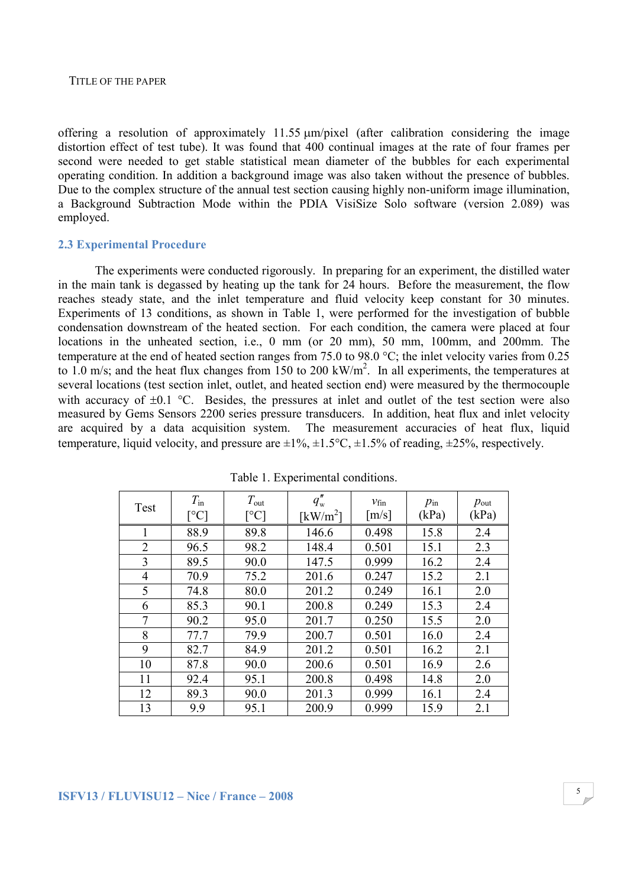offering a resolution of approximately 11.55 μm/pixel (after calibration considering the image distortion effect of test tube). It was found that 400 continual images at the rate of four frames per second were needed to get stable statistical mean diameter of the bubbles for each experimental operating condition. In addition a background image was also taken without the presence of bubbles. Due to the complex structure of the annual test section causing highly non-uniform image illumination, a Background Subtraction Mode within the PDIA VisiSize Solo software (version 2.089) was employed.

### 2.3 Experimental Procedure

The experiments were conducted rigorously. In preparing for an experiment, the distilled water in the main tank is degassed by heating up the tank for 24 hours. Before the measurement, the flow reaches steady state, and the inlet temperature and fluid velocity keep constant for 30 minutes. Experiments of 13 conditions, as shown in Table 1, were performed for the investigation of bubble condensation downstream of the heated section. For each condition, the camera were placed at four locations in the unheated section, i.e., 0 mm (or 20 mm), 50 mm, 100mm, and 200mm. The temperature at the end of heated section ranges from 75.0 to 98.0 °C; the inlet velocity varies from 0.25 to 1.0 m/s; and the heat flux changes from 150 to 200 kW/m$^2$. In all experiments, the temperatures at several locations (test section inlet, outlet, and heated section end) were measured by the thermocouple with accuracy of ±0.1 °C. Besides, the pressures at inlet and outlet of the test section were also measured by Gems Sensors 2200 series pressure transducers. In addition, heat flux and inlet velocity are acquired by a data acquisition system. The measurement accuracies of heat flux, liquid temperature, liquid velocity, and pressure are ±1%, ±1.5°C, ±1.5% of reading, ±25%, respectively.

Table 1. Experimental conditions.

| Test | $T_{in}$ [°C] | $T_{out}$ [°C] | $q''_w$ [kW/m$^2$] | $v_{fin}$ [m/s] | $p_{in}$ (kPa) | $p_{out}$ (kPa) |
|---|---|---|---|---|---|---|
| 1 | 88.9 | 89.8 | 146.6 | 0.498 | 15.8 | 2.4 |
| 2 | 96.5 | 98.2 | 148.4 | 0.501 | 15.1 | 2.3 |
| 3 | 89.5 | 90.0 | 147.5 | 0.999 | 16.2 | 2.4 |
| 4 | 70.9 | 75.2 | 201.6 | 0.247 | 15.2 | 2.1 |
| 5 | 74.8 | 80.0 | 201.2 | 0.249 | 16.1 | 2.0 |
| 6 | 85.3 | 90.1 | 200.8 | 0.249 | 15.3 | 2.4 |
| 7 | 90.2 | 95.0 | 201.7 | 0.250 | 15.5 | 2.0 |
| 8 | 77.7 | 79.9 | 200.7 | 0.501 | 16.0 | 2.4 |
| 9 | 82.7 | 84.9 | 201.2 | 0.501 | 16.2 | 2.1 |
| 10 | 87.8 | 90.0 | 200.6 | 0.501 | 16.9 | 2.6 |
| 11 | 92.4 | 95.1 | 200.8 | 0.498 | 14.8 | 2.0 |
| 12 | 89.3 | 90.0 | 201.3 | 0.999 | 16.1 | 2.4 |
| 13 | 9.9 | 95.1 | 200.9 | 0.999 | 15.9 | 2.1 |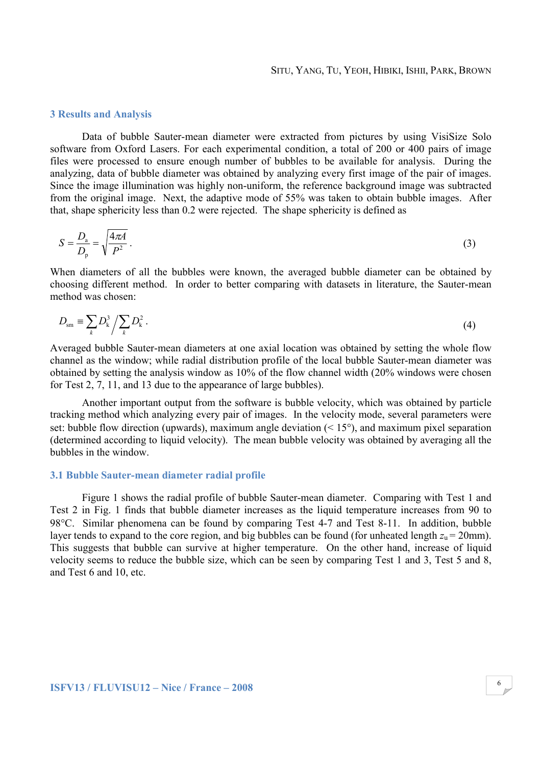## 3 Results and Analysis

Data of bubble Sauter-mean diameter were extracted from pictures by using VisiSize Solo software from Oxford Lasers. For each experimental condition, a total of 200 or 400 pairs of image files were processed to ensure enough number of bubbles to be available for analysis. During the analyzing, data of bubble diameter was obtained by analyzing every first image of the pair of images. Since the image illumination was highly non-uniform, the reference background image was subtracted from the original image. Next, the adaptive mode of 55% was taken to obtain bubble images. After that, shape sphericity less than 0.2 were rejected. The shape sphericity is defined as

$$S = \frac{D_a}{D_p} = \sqrt{\frac{4\pi A}{P^2}}. \tag{3}$$

When diameters of all the bubbles were known, the averaged bubble diameter can be obtained by choosing different method. In order to better comparing with datasets in literature, the Sauter-mean method was chosen:

$$D_{sm} \equiv \sum_k D_k^3 \Big/ \sum_k D_k^2. \tag{4}$$

Averaged bubble Sauter-mean diameters at one axial location was obtained by setting the whole flow channel as the window; while radial distribution profile of the local bubble Sauter-mean diameter was obtained by setting the analysis window as 10% of the flow channel width (20% windows were chosen for Test 2, 7, 11, and 13 due to the appearance of large bubbles).

Another important output from the software is bubble velocity, which was obtained by particle tracking method which analyzing every pair of images. In the velocity mode, several parameters were set: bubble flow direction (upwards), maximum angle deviation (< 15°), and maximum pixel separation (determined according to liquid velocity). The mean bubble velocity was obtained by averaging all the bubbles in the window.

### 3.1 Bubble Sauter-mean diameter radial profile

Figure 1 shows the radial profile of bubble Sauter-mean diameter. Comparing with Test 1 and Test 2 in Fig. 1 finds that bubble diameter increases as the liquid temperature increases from 90 to 98°C. Similar phenomena can be found by comparing Test 4-7 and Test 8-11. In addition, bubble layer tends to expand to the core region, and big bubbles can be found (for unheated length $z_u = 20$mm). This suggests that bubble can survive at higher temperature. On the other hand, increase of liquid velocity seems to reduce the bubble size, which can be seen by comparing Test 1 and 3, Test 5 and 8, and Test 6 and 10, etc.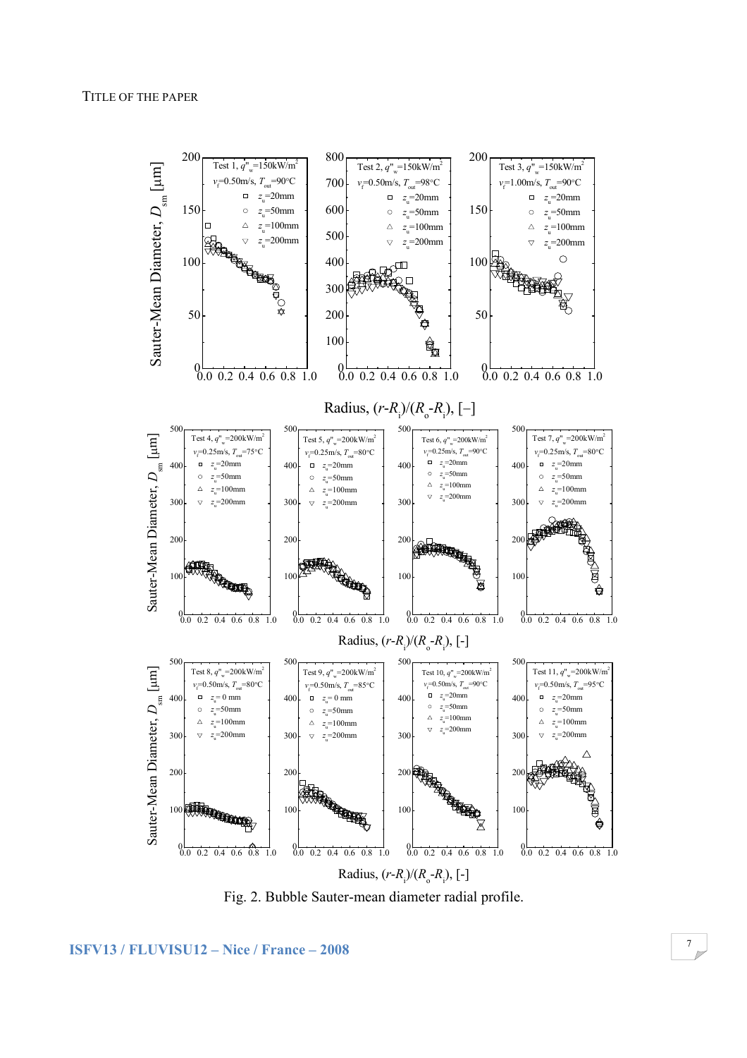Test 1, $q''_w$=150kW/m$^2$
$v_f$=0.50m/s, $T_{out}$=90°C
$z_u$=20mm
$z_u$=50mm
$z_u$=100mm
$z_u$=200mm

Test 2, $q''_w$=150kW/m$^2$
$v_f$=0.50m/s, $T_{out}$=98°C
$z_u$=20mm
$z_u$=50mm
$z_u$=100mm
$z_u$=200mm

Test 3, $q''_w$=150kW/m$^2$
$v_f$=1.00m/s, $T_{out}$=90°C
$z_u$=20mm
$z_u$=50mm
$z_u$=100mm
$z_u$=200mm

Sauter-Mean Diameter, $D_{sm}$ [μm]

Radius, $(r-R_i)/(R_o-R_i)$, [–]

Test 4, $q''_w$=200kW/m$^2$
$v_f$=0.25m/s, $T_{out}$=75°C
$z_u$=20mm
$z_u$=50mm
$z_u$=100mm
$z_u$=200mm

Test 5, $q''_w$=200kW/m$^2$
$v_f$=0.25m/s, $T_{out}$=80°C
$z_u$=20mm
$z_u$=50mm
$z_u$=100mm
$z_u$=200mm

Test 6, $q''_w$=200kW/m$^2$
$v_f$=0.25m/s, $T_{out}$=90°C
$z_u$=20mm
$z_u$=50mm
$z_u$=100mm
$z_u$=200mm

Test 7, $q''_w$=200kW/m$^2$
$v_f$=0.25m/s, $T_{out}$=80°C
$z_u$=20mm
$z_u$=50mm
$z_u$=100mm
$z_u$=200mm

Sauter-Mean Diameter, $D_{sm}$ [μm]

Radius, $(r-R_i)/(R_o-R_i)$, [-]

Test 8, $q''_w$=200kW/m$^2$
$v_f$=0.50m/s, $T_{out}$=80°C
$z_u$= 0 mm
$z_u$=50mm
$z_u$=100mm
$z_u$=200mm

Test 9, $q''_w$=200kW/m$^2$
$v_f$=0.50m/s, $T_{out}$=85°C
$z_u$= 0 mm
$z_u$=50mm
$z_u$=100mm
$z_u$=200mm

Test 10, $q''_w$=200kW/m$^2$
$v_f$=0.50m/s, $T_{out}$=90°C
$z_u$=20mm
$z_u$=50mm
$z_u$=100mm
$z_u$=200mm

Test 11, $q''_w$=200kW/m$^2$
$v_f$=0.50m/s, $T_{out}$=95°C
$z_u$=20mm
$z_u$=50mm
$z_u$=100mm
$z_u$=200mm

Sauter-Mean Diameter, $D_{sm}$ [μm]

Radius, $(r-R_i)/(R_o-R_i)$, [-]

Fig. 2. Bubble Sauter-mean diameter radial profile.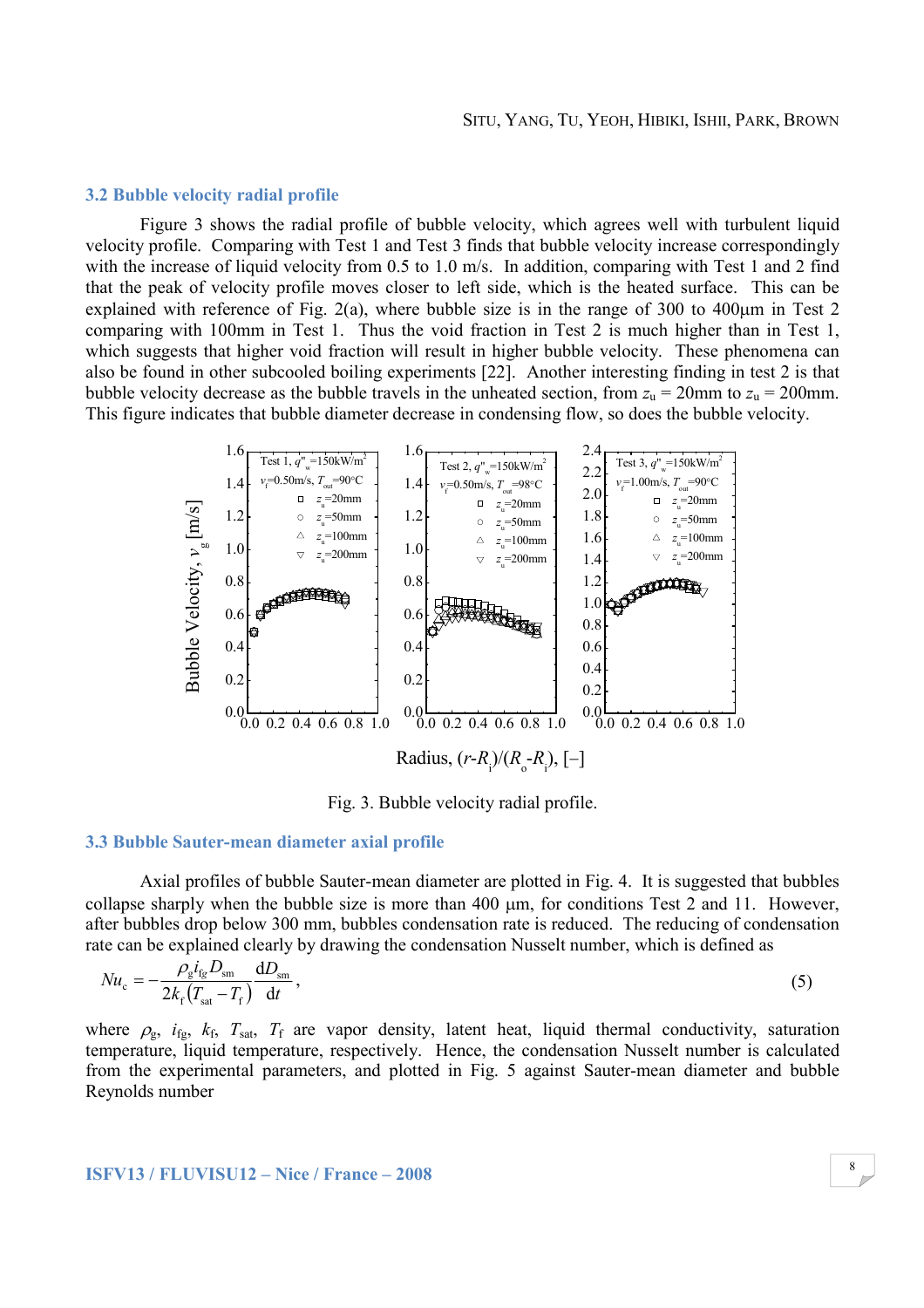### 3.2 Bubble velocity radial profile

Figure 3 shows the radial profile of bubble velocity, which agrees well with turbulent liquid velocity profile. Comparing with Test 1 and Test 3 finds that bubble velocity increase correspondingly with the increase of liquid velocity from 0.5 to 1.0 m/s. In addition, comparing with Test 1 and 2 find that the peak of velocity profile moves closer to left side, which is the heated surface. This can be explained with reference of Fig. 2(a), where bubble size is in the range of 300 to 400μm in Test 2 comparing with 100mm in Test 1. Thus the void fraction in Test 2 is much higher than in Test 1, which suggests that higher void fraction will result in higher bubble velocity. These phenomena can also be found in other subcooled boiling experiments [22]. Another interesting finding in test 2 is that bubble velocity decrease as the bubble travels in the unheated section, from $z_u$ = 20mm to $z_u$ = 200mm. This figure indicates that bubble diameter decrease in condensing flow, so does the bubble velocity.

Test 1, $q''_w$=150kW/m$^2$
$v_f$=0.50m/s, $T_{out}$=90°C
$z_u$=20mm
$z_u$=50mm
$z_u$=100mm
$z_u$=200mm

Test 2, $q''_w$=150kW/m$^2$
$v_f$=0.50m/s, $T_{out}$=98°C
$z_u$=20mm
$z_u$=50mm
$z_u$=100mm
$z_u$=200mm

Test 3, $q''_w$=150kW/m$^2$
$v_f$=1.00m/s, $T_{out}$=90°C
$z_u$=20mm
$z_u$=50mm
$z_u$=100mm
$z_u$=200mm

Bubble Velocity, $v_g$ [m/s]

Radius, $(r-R_i)/(R_o-R_i)$, [−]

Fig. 3. Bubble velocity radial profile.

### 3.3 Bubble Sauter-mean diameter axial profile

Axial profiles of bubble Sauter-mean diameter are plotted in Fig. 4. It is suggested that bubbles collapse sharply when the bubble size is more than 400 μm, for conditions Test 2 and 11. However, after bubbles drop below 300 mm, bubbles condensation rate is reduced. The reducing of condensation rate can be explained clearly by drawing the condensation Nusselt number, which is defined as

$$Nu_c = -\frac{\rho_g i_{fg} D_{sm}}{2k_f\left(T_{sat} - T_f\right)} \frac{\mathrm{d}D_{sm}}{\mathrm{d}t}, \tag{5}$$

where $\rho_g$, $i_{fg}$, $k_f$, $T_{sat}$, $T_f$ are vapor density, latent heat, liquid thermal conductivity, saturation temperature, liquid temperature, respectively. Hence, the condensation Nusselt number is calculated from the experimental parameters, and plotted in Fig. 5 against Sauter-mean diameter and bubble Reynolds number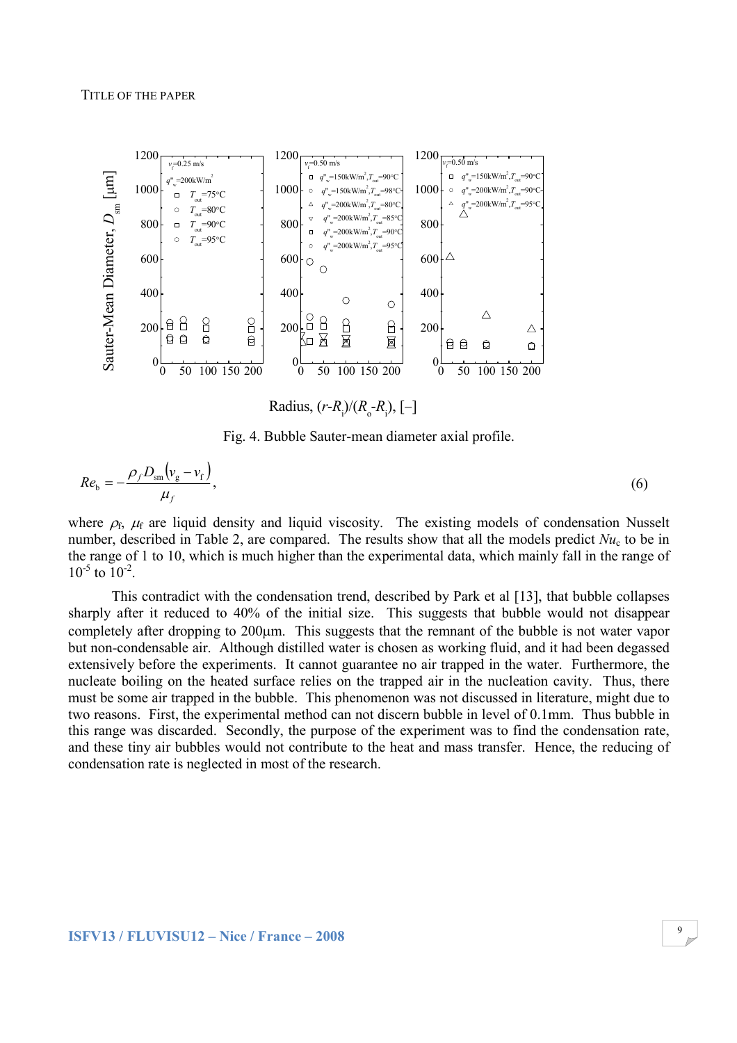Sauter-Mean Diameter, $D_{sm}$ [μm]

$v_f$=0.25 m/s
$q''_w$=200kW/m$^2$
$T_{out}$=75°C
$T_{out}$=80°C
$T_{out}$=90°C
$T_{out}$=95°C

$v_f$=0.50 m/s
$q''_w$=150kW/m$^2$,$T_{out}$=90°C
$q''_w$=150kW/m$^2$,$T_{out}$=98°C
$q''_w$=200kW/m$^2$,$T_{out}$=80°C
$q''_w$=200kW/m$^2$,$T_{out}$=85°C
$q''_w$=200kW/m$^2$,$T_{out}$=90°C
$q''_w$=200kW/m$^2$,$T_{out}$=95°C

$v_f$=0.50 m/s
$q''_w$=150kW/m$^2$,$T_{out}$=90°C
$q''_w$=200kW/m$^2$,$T_{out}$=90°C
$q''_w$=200kW/m$^2$,$T_{out}$=95°C

0 200 400 600 800 1000 1200

0 50 100 150 200

Radius, $(r\text{-}R_i)/(R_o\text{-}R_i)$, [–]

Fig. 4. Bubble Sauter-mean diameter axial profile.

$$Re_b = -\frac{\rho_f D_{sm}\left(v_g - v_f\right)}{\mu_f}, \tag{6}$$

where $\rho_f$, $\mu_f$ are liquid density and liquid viscosity. The existing models of condensation Nusselt number, described in Table 2, are compared. The results show that all the models predict $Nu_c$ to be in the range of 1 to 10, which is much higher than the experimental data, which mainly fall in the range of $10^{-5}$ to $10^{-2}$.

This contradict with the condensation trend, described by Park et al [13], that bubble collapses sharply after it reduced to 40% of the initial size. This suggests that bubble would not disappear completely after dropping to 200μm. This suggests that the remnant of the bubble is not water vapor but non-condensable air. Although distilled water is chosen as working fluid, and it had been degassed extensively before the experiments. It cannot guarantee no air trapped in the water. Furthermore, the nucleate boiling on the heated surface relies on the trapped air in the nucleation cavity. Thus, there must be some air trapped in the bubble. This phenomenon was not discussed in literature, might due to two reasons. First, the experimental method can not discern bubble in level of 0.1mm. Thus bubble in this range was discarded. Secondly, the purpose of the experiment was to find the condensation rate, and these tiny air bubbles would not contribute to the heat and mass transfer. Hence, the reducing of condensation rate is neglected in most of the research.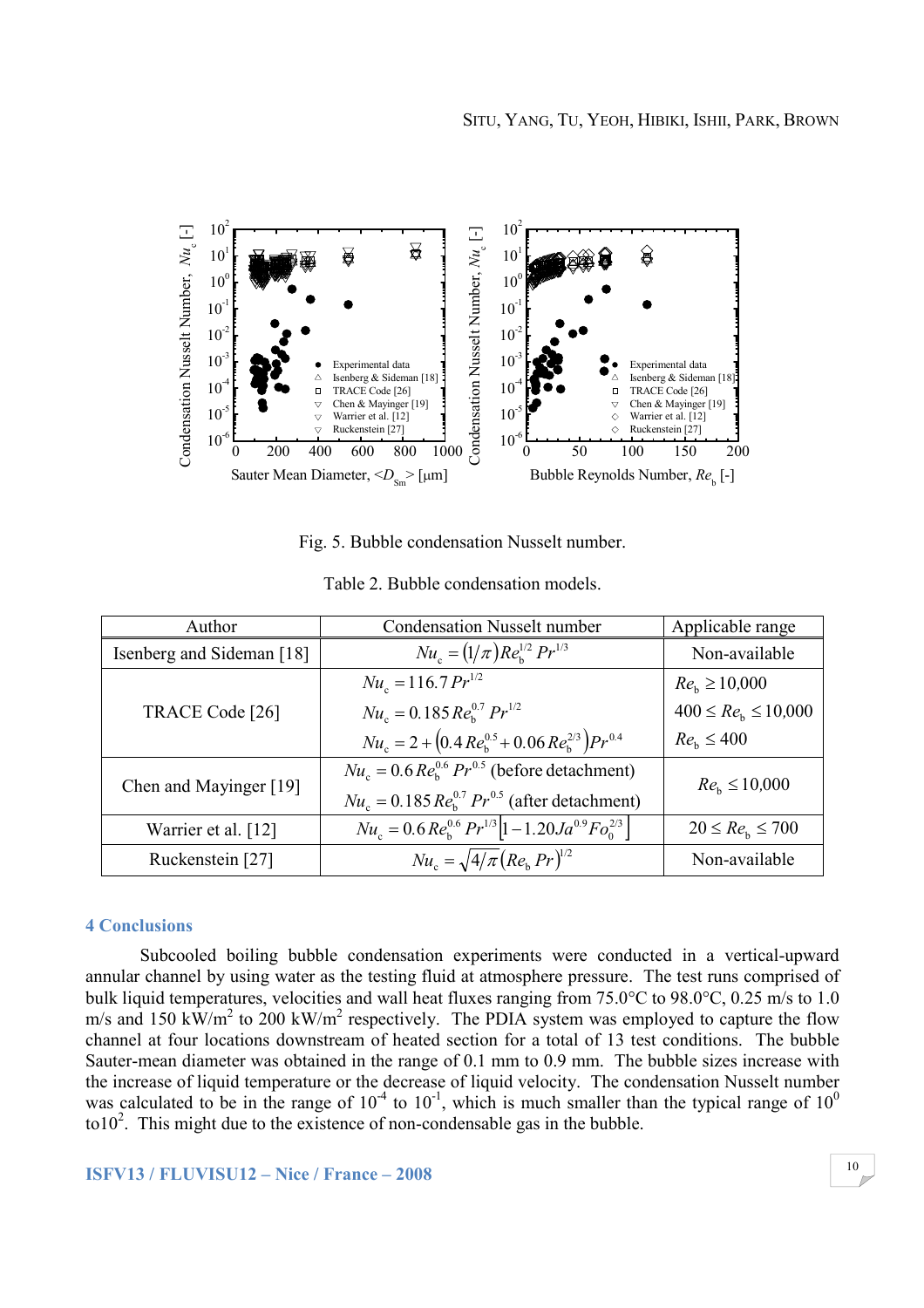Condensation Nusselt Number, $Nu_c$ [-]

$10^2$ $10^1$ $10^0$ $10^{-1}$ $10^{-2}$ $10^{-3}$ $10^{-4}$ $10^{-5}$ $10^{-6}$

0 200 400 600 800 1000

Sauter Mean Diameter, $<D_{Sm}>$ [μm]

Experimental data
Isenberg & Sideman [18]
TRACE Code [26]
Chen & Mayinger [19]
Warrier et al. [12]
Ruckenstein [27]

Condensation Nusselt Number, $Nu_c$ [-]

$10^2$ $10^1$ $10^0$ $10^{-1}$ $10^{-2}$ $10^{-3}$ $10^{-4}$ $10^{-5}$ $10^{-6}$

0 50 100 150 200

Bubble Reynolds Number, $Re_b$ [-]

Experimental data
Isenberg & Sideman [18]
TRACE Code [26]
Chen & Mayinger [19]
Warrier et al. [12]
Ruckenstein [27]

Fig. 5. Bubble condensation Nusselt number.

Table 2. Bubble condensation models.

| Author | Condensation Nusselt number | Applicable range |
|---|---|---|
| Isenberg and Sideman [18] | $Nu_c = (1/\pi) Re_b^{1/2} Pr^{1/3}$ | Non-available |
| TRACE Code [26] | $Nu_c = 116.7 Pr^{1/2}$ | $Re_b \geq 10{,}000$ |
| | $Nu_c = 0.185 Re_b^{0.7} Pr^{1/2}$ | $400 \leq Re_b \leq 10{,}000$ |
| | $Nu_c = 2 + \left(0.4 Re_b^{0.5} + 0.06 Re_b^{2/3}\right) Pr^{0.4}$ | $Re_b \leq 400$ |
| Chen and Mayinger [19] | $Nu_c = 0.6 Re_b^{0.6} Pr^{0.5}$ (before detachment) | $Re_b \leq 10{,}000$ |
| | $Nu_c = 0.185 Re_b^{0.7} Pr^{0.5}$ (after detachment) | |
| Warrier et al. [12] | $Nu_c = 0.6 Re_b^{0.6} Pr^{1/3} \left[1 - 1.20 Ja^{0.9} Fo_0^{2/3}\right]$ | $20 \leq Re_b \leq 700$ |
| Ruckenstein [27] | $Nu_c = \sqrt{4/\pi} \left(Re_b\, Pr\right)^{1/2}$ | Non-available |

## 4 Conclusions

Subcooled boiling bubble condensation experiments were conducted in a vertical-upward annular channel by using water as the testing fluid at atmosphere pressure. The test runs comprised of bulk liquid temperatures, velocities and wall heat fluxes ranging from 75.0°C to 98.0°C, 0.25 m/s to 1.0 m/s and 150 kW/m$^2$ to 200 kW/m$^2$ respectively. The PDIA system was employed to capture the flow channel at four locations downstream of heated section for a total of 13 test conditions. The bubble Sauter-mean diameter was obtained in the range of 0.1 mm to 0.9 mm. The bubble sizes increase with the increase of liquid temperature or the decrease of liquid velocity. The condensation Nusselt number was calculated to be in the range of $10^{-4}$ to $10^{-1}$, which is much smaller than the typical range of $10^0$ to$10^2$. This might due to the existence of non-condensable gas in the bubble.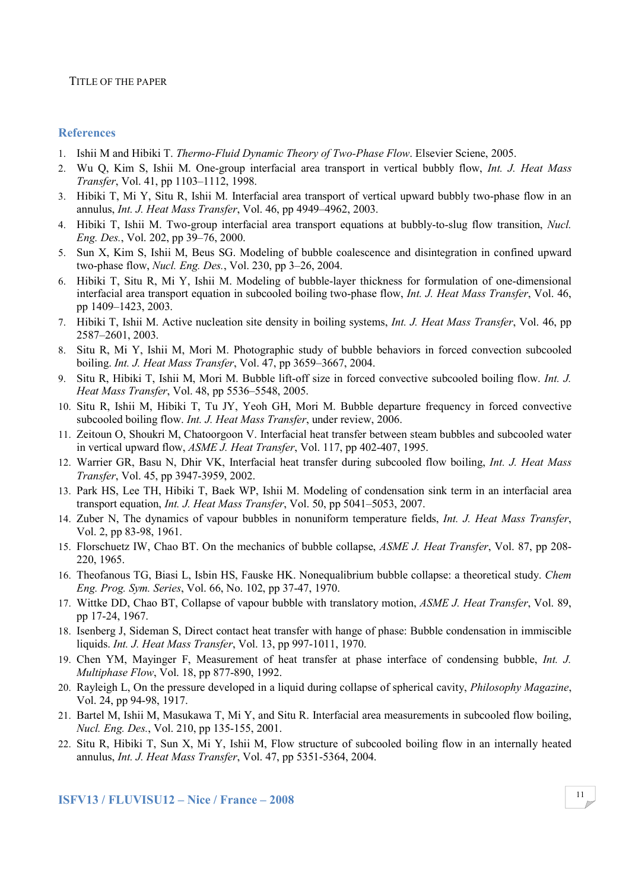## References

1. Ishii M and Hibiki T. *Thermo-Fluid Dynamic Theory of Two-Phase Flow*. Elsevier Sciene, 2005.
2. Wu Q, Kim S, Ishii M. One-group interfacial area transport in vertical bubbly flow, *Int. J. Heat Mass Transfer*, Vol. 41, pp 1103–1112, 1998.
3. Hibiki T, Mi Y, Situ R, Ishii M. Interfacial area transport of vertical upward bubbly two-phase flow in an annulus, *Int. J. Heat Mass Transfer*, Vol. 46, pp 4949–4962, 2003.
4. Hibiki T, Ishii M. Two-group interfacial area transport equations at bubbly-to-slug flow transition, *Nucl. Eng. Des.*, Vol. 202, pp 39–76, 2000.
5. Sun X, Kim S, Ishii M, Beus SG. Modeling of bubble coalescence and disintegration in confined upward two-phase flow, *Nucl. Eng. Des.*, Vol. 230, pp 3–26, 2004.
6. Hibiki T, Situ R, Mi Y, Ishii M. Modeling of bubble-layer thickness for formulation of one-dimensional interfacial area transport equation in subcooled boiling two-phase flow, *Int. J. Heat Mass Transfer*, Vol. 46, pp 1409–1423, 2003.
7. Hibiki T, Ishii M. Active nucleation site density in boiling systems, *Int. J. Heat Mass Transfer*, Vol. 46, pp 2587–2601, 2003.
8. Situ R, Mi Y, Ishii M, Mori M. Photographic study of bubble behaviors in forced convection subcooled boiling. *Int. J. Heat Mass Transfer*, Vol. 47, pp 3659–3667, 2004.
9. Situ R, Hibiki T, Ishii M, Mori M. Bubble lift-off size in forced convective subcooled boiling flow. *Int. J. Heat Mass Transfer*, Vol. 48, pp 5536–5548, 2005.
10. Situ R, Ishii M, Hibiki T, Tu JY, Yeoh GH, Mori M. Bubble departure frequency in forced convective subcooled boiling flow. *Int. J. Heat Mass Transfer*, under review, 2006.
11. Zeitoun O, Shoukri M, Chatoorgoon V. Interfacial heat transfer between steam bubbles and subcooled water in vertical upward flow, *ASME J. Heat Transfer*, Vol. 117, pp 402-407, 1995.
12. Warrier GR, Basu N, Dhir VK, Interfacial heat transfer during subcooled flow boiling, *Int. J. Heat Mass Transfer*, Vol. 45, pp 3947-3959, 2002.
13. Park HS, Lee TH, Hibiki T, Baek WP, Ishii M. Modeling of condensation sink term in an interfacial area transport equation, *Int. J. Heat Mass Transfer*, Vol. 50, pp 5041–5053, 2007.
14. Zuber N, The dynamics of vapour bubbles in nonuniform temperature fields, *Int. J. Heat Mass Transfer*, Vol. 2, pp 83-98, 1961.
15. Florschuetz IW, Chao BT. On the mechanics of bubble collapse, *ASME J. Heat Transfer*, Vol. 87, pp 208-220, 1965.
16. Theofanous TG, Biasi L, Isbin HS, Fauske HK. Nonequalibrium bubble collapse: a theoretical study. *Chem Eng. Prog. Sym. Series*, Vol. 66, No. 102, pp 37-47, 1970.
17. Wittke DD, Chao BT, Collapse of vapour bubble with translatory motion, *ASME J. Heat Transfer*, Vol. 89, pp 17-24, 1967.
18. Isenberg J, Sideman S, Direct contact heat transfer with hange of phase: Bubble condensation in immiscible liquids. *Int. J. Heat Mass Transfer*, Vol. 13, pp 997-1011, 1970.
19. Chen YM, Mayinger F, Measurement of heat transfer at phase interface of condensing bubble, *Int. J. Multiphase Flow*, Vol. 18, pp 877-890, 1992.
20. Rayleigh L, On the pressure developed in a liquid during collapse of spherical cavity, *Philosophy Magazine*, Vol. 24, pp 94-98, 1917.
21. Bartel M, Ishii M, Masukawa T, Mi Y, and Situ R. Interfacial area measurements in subcooled flow boiling, *Nucl. Eng. Des.*, Vol. 210, pp 135-155, 2001.
22. Situ R, Hibiki T, Sun X, Mi Y, Ishii M, Flow structure of subcooled boiling flow in an internally heated annulus, *Int. J. Heat Mass Transfer*, Vol. 47, pp 5351-5364, 2004.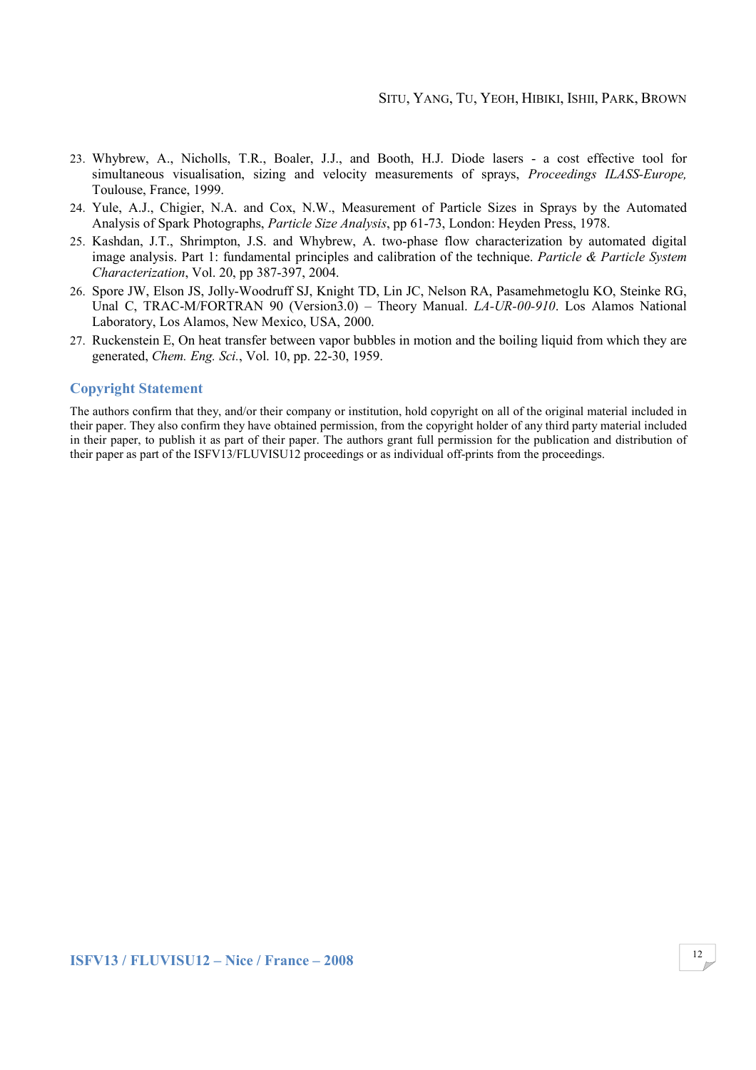23. Whybrew, A., Nicholls, T.R., Boaler, J.J., and Booth, H.J. Diode lasers - a cost effective tool for simultaneous visualisation, sizing and velocity measurements of sprays, *Proceedings ILASS-Europe,* Toulouse, France, 1999.
24. Yule, A.J., Chigier, N.A. and Cox, N.W., Measurement of Particle Sizes in Sprays by the Automated Analysis of Spark Photographs, *Particle Size Analysis*, pp 61-73, London: Heyden Press, 1978.
25. Kashdan, J.T., Shrimpton, J.S. and Whybrew, A. two-phase flow characterization by automated digital image analysis. Part 1: fundamental principles and calibration of the technique. *Particle & Particle System Characterization*, Vol. 20, pp 387-397, 2004.
26. Spore JW, Elson JS, Jolly-Woodruff SJ, Knight TD, Lin JC, Nelson RA, Pasamehmetoglu KO, Steinke RG, Unal C, TRAC-M/FORTRAN 90 (Version3.0) – Theory Manual. *LA-UR-00-910*. Los Alamos National Laboratory, Los Alamos, New Mexico, USA, 2000.
27. Ruckenstein E, On heat transfer between vapor bubbles in motion and the boiling liquid from which they are generated, *Chem. Eng. Sci.*, Vol. 10, pp. 22-30, 1959.

## Copyright Statement

The authors confirm that they, and/or their company or institution, hold copyright on all of the original material included in their paper. They also confirm they have obtained permission, from the copyright holder of any third party material included in their paper, to publish it as part of their paper. The authors grant full permission for the publication and distribution of their paper as part of the ISFV13/FLUVISU12 proceedings or as individual off-prints from the proceedings.